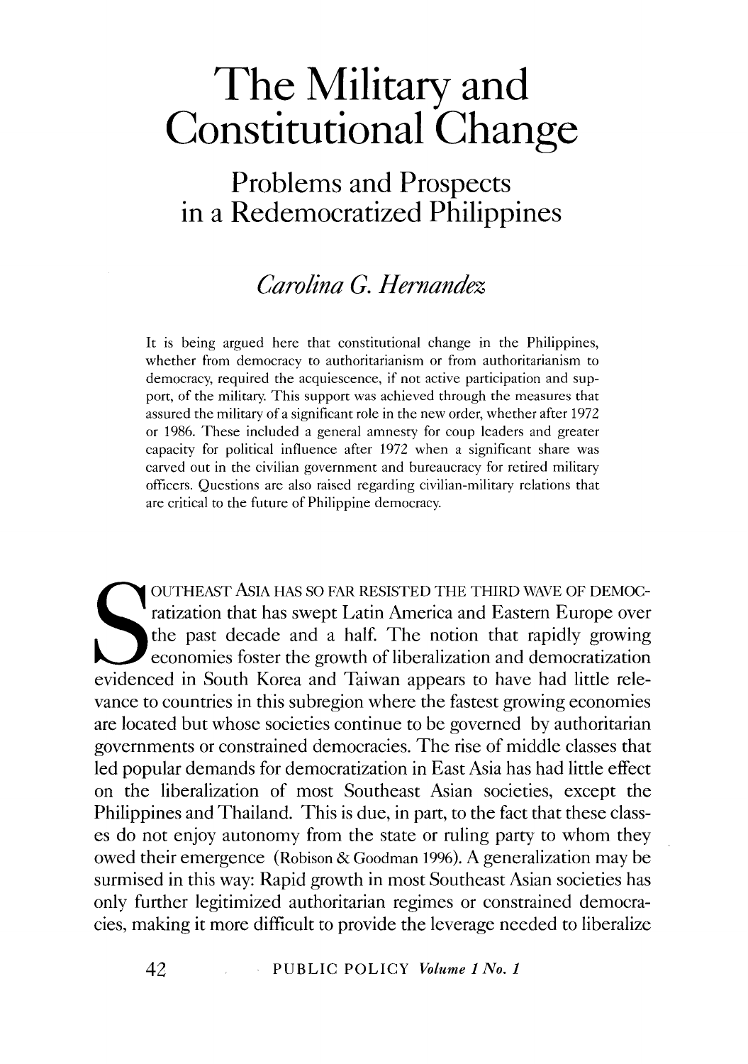# The Military and Constitutional Change

## Problems and Prospects in a Redemocratized Philippines

*Carolina G. Hernandez*

It is being argued here that constitutional change in the Philippines, whether from democracy to authoritarianism or from authoritarianism to democracy, required the acquiescence, if not active participation and support, of the military. This support was achieved through the measures that assured the military of a significant role in the new order, whether after 1972 or 1986. These included a general amnesty for coup leaders and greater capacity for political influence after 1972 when a significant share was carved out in the civilian government and bureaucracy for retired military officers. Questions are also raised regarding civilian-military relations that are critical to the future of Philippine democracy.

SOUTHEAST ASIA HAS SO FAR RESISTED THE THIRD WAVE OF DEMOCRATIZATION that has swept Latin America and Eastern Europe over the past decade and a half. The notion that rapidly growing economies foster the growth of liberalization and democratization evidenced in South Korea and Taiwan appears to have had little relevance to countries in this subregion where the fastest growing economies are located but whose societies continue to be governed by authoritarian governments or constrained democracies. The rise of middle classes that led popular demands for democratization in East Asia has had little effect on the liberalization of most Southeast Asian societies, except the Philippines and Thailand. This is due, in part, to the fact that these classes do not enjoy autonomy from the state or ruling party to whom they owed their emergence (Robison & Goodman 1996). A generalization may be surmised in this way: Rapid growth in most Southeast Asian societies has only further legitimized authoritarian regimes or constrained democracies, making it more difficult to provide the leverage needed to liberalize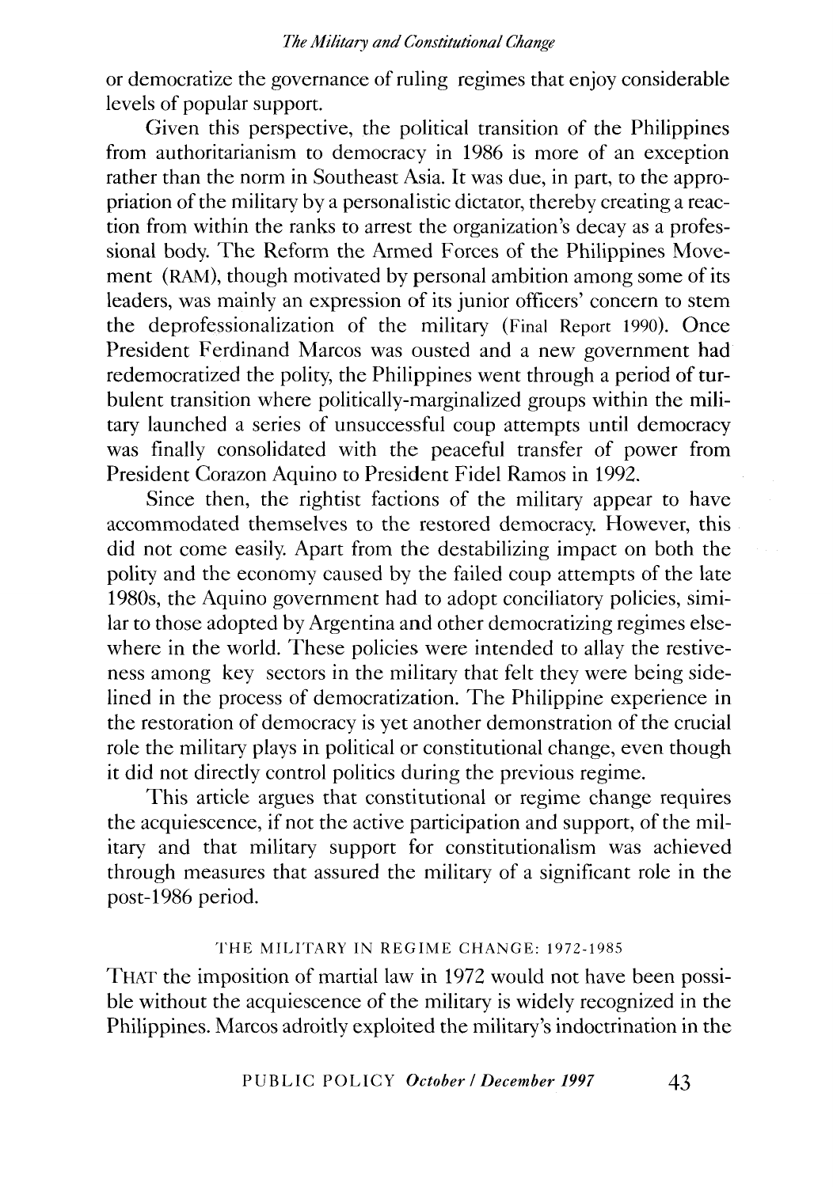or democratize the governance of ruling regimes that enjoy considerable levels of popular support.

Given this perspective, the political transition of the Philippines from authoritarianism to democracy in 1986 is more of an exception rather than the norm in Southeast Asia. It was due, in part, to the appropriation of the military by a personalistic dictator, thereby creating a reaction from within the ranks to arrest the organization's decay as a professional body. The Reform the Armed Forces of the Philippines Movement (RAM), though motivated by personal ambition among some of its leaders, was mainly an expression of its junior officers' concern to stem the deprofessionalization of the military (Final Report 1990). Once President Ferdinand Marcos was ousted and a new government had redemocratized the polity, the Philippines went through a period of turbulent transition where politically-marginalized groups within the military launched a series of unsuccessful coup attempts until democracy was finally consolidated with the peaceful transfer of power from President Corazon Aquino to President Fidel Ramos in 1992.

Since then, the rightist factions of the military appear to have accommodated themselves to the restored democracy. However, this did not come easily. Apart from the destabilizing impact on both the polity and the economy caused by the failed coup attempts of the late 1980s, the Aquino government had to adopt conciliatory policies, similar to those adopted by Argentina and other democratizing regimes elsewhere in the world. These policies were intended to allay the restiveness among key sectors in the military that felt they were being sidelined in the process of democratization. The Philippine experience in the restoration of democracy is yet another demonstration of the crucial role the military plays in political or constitutional change, even though it did not directly control politics during the previous regime.

This article argues that constitutional or regime change requires the acquiescence, if not the active participation and support, of the military and that military support for constitutionalism was achieved through measures that assured the military of a significant role in the post-1986 period.

## THE MILITARY IN REGIME CHANGE: 1972-1985

THAT the imposition of martial law in 1972 would not have been possible without the acquiescence of the military is widely recognized in the Philippines. Marcos adroitly exploited the military's indoctrination in the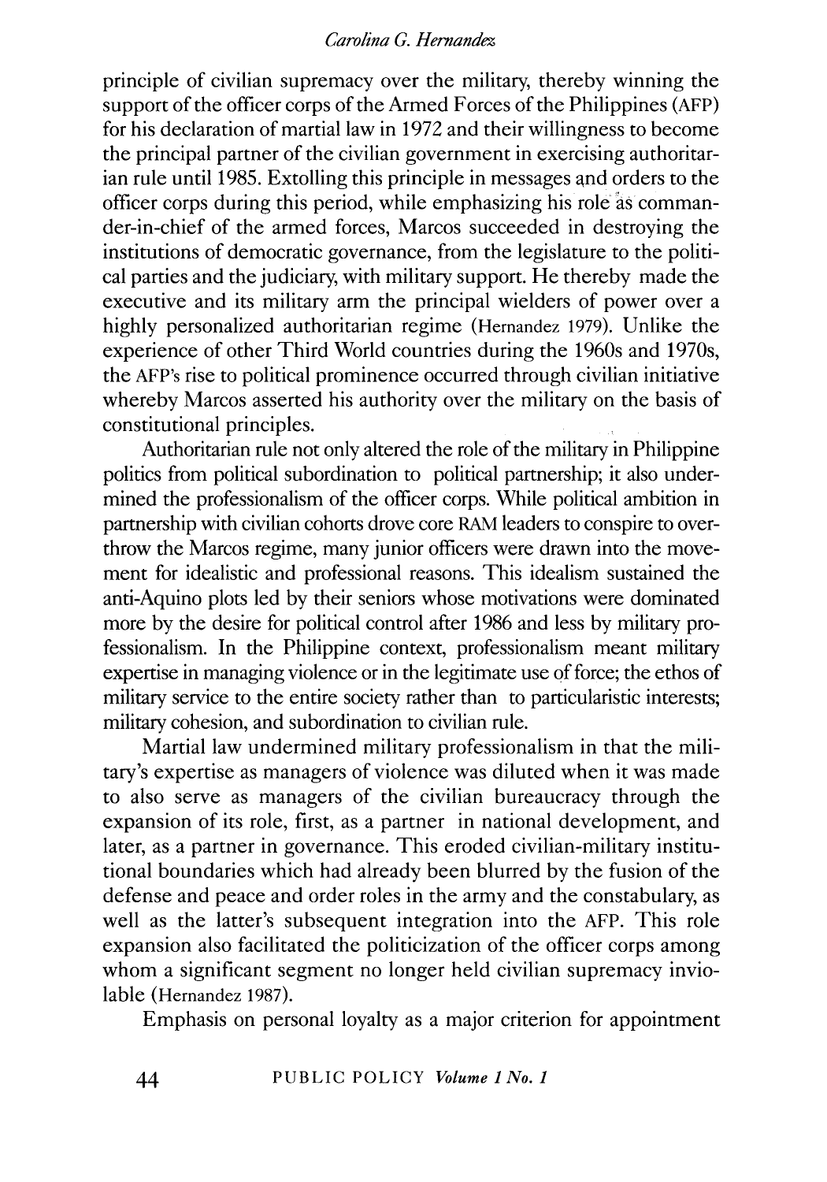principle of civilian supremacy over the military, thereby winning the support of the officer corps of the Armed Forces of the Philippines (AFP) for his declaration of martial law in 1972 and their willingness to become the principal partner of the civilian government in exercising authoritarian rule until 1985. Extolling this principle in messages and orders to the officer corps during this period, while emphasizing his role as commander-in-chief of the armed forces, Marcos succeeded in destroying the institutions of democratic governance, from the legislature to the political parties and the judiciary, with military support. He thereby made the executive and its military arm the principal wielders of power over a highly personalized authoritarian regime (Hernandez 1979). Unlike the experience of other Third World countries during the 1960s and 1970s, the AFP's rise to political prominence occurred through civilian initiative whereby Marcos asserted his authority over the military on the basis of constitutional principles.

Authoritarian rule not only altered the role of the military in Philippine politics from political subordination to political partnership; it also undermined the professionalism of the officer corps. While political ambition in partnership with civilian cohorts drove core RAM leaders to conspire to overthrow the Marcos regime, many junior officers were drawn into the movement for idealistic and professional reasons. This idealism sustained the anti-Aquino plots led by their seniors whose motivations were dominated more by the desire for political control after 1986 and less by military professionalism. In the Philippine context, professionalism meant military expertise in managing violence or in the legitimate use of force; the ethos of military service to the entire society rather than to particularistic interests; military cohesion, and subordination to civilian rule.

Martial law undermined military professionalism in that the military's expertise as managers of violence was diluted when it was made to also serve as managers of the civilian bureaucracy through the expansion of its role, first, as a partner in national development, and later, as a partner in governance. This eroded civilian-military institutional boundaries which had already been blurred by the fusion of the defense and peace and order roles in the army and the constabulary, as well as the latter's subsequent integration into the AFP. This role expansion also facilitated the politicization of the officer corps among whom a significant segment no longer held civilian supremacy inviolable (Hernandez 1987).

Emphasis on personal loyalty as a major criterion for appointment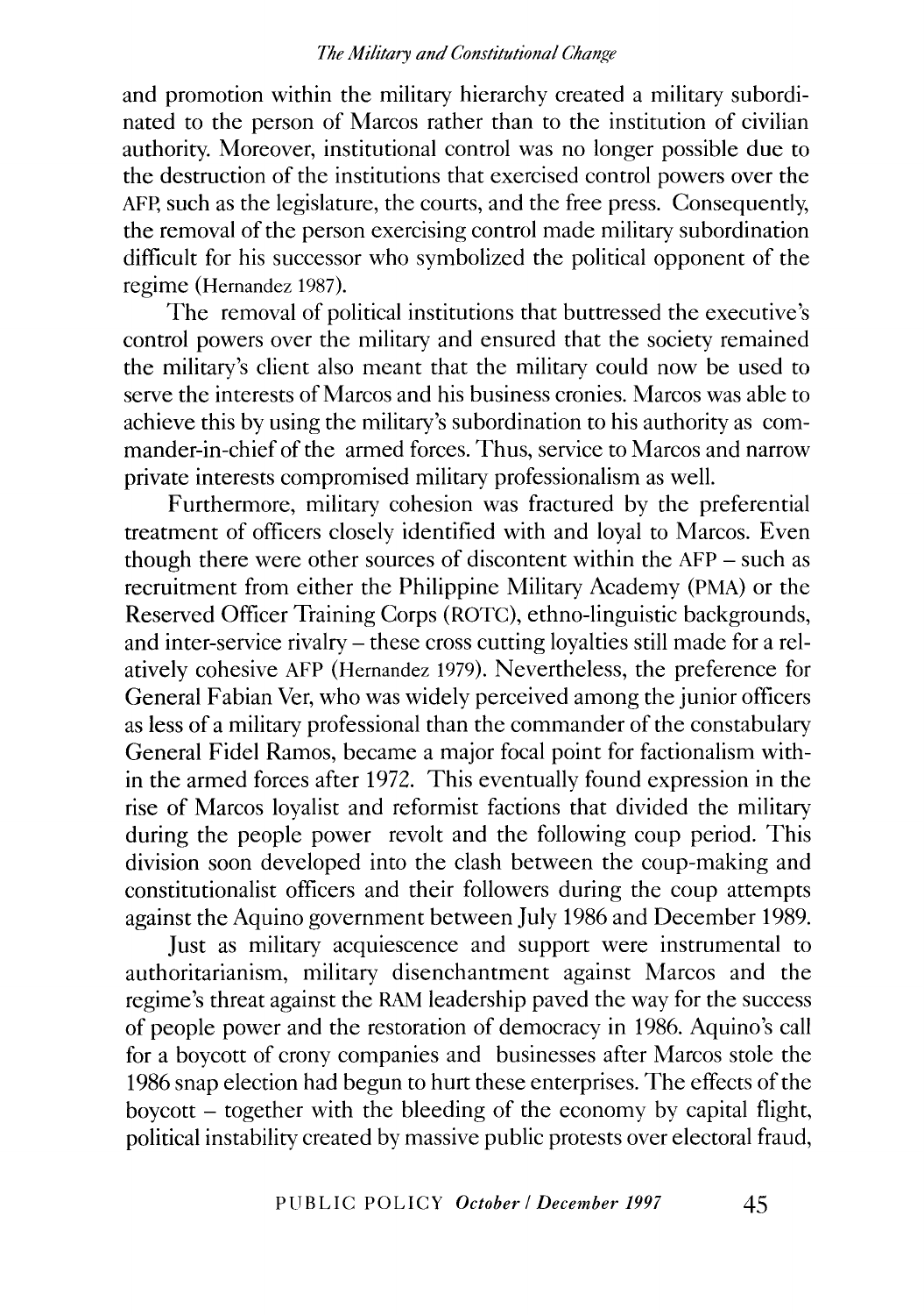and promotion within the military hierarchy created a military subordinated to the person of Marcos rather than to the institution of civilian authority. Moreover, institutional control was no longer possible due to the destruction of the institutions that exercised control powers over the AFP, such as the legislature, the courts, and the free press. Consequently, the removal of the person exercising control made military subordination difficult for his successor who symbolized the political opponent of the regime (Hernandez 1987).

The removal of political institutions that buttressed the executive's control powers over the military and ensured that the society remained the military's client also meant that the military could now be used to serve the interests of Marcos and his business cronies. Marcos was able to achieve this by using the military's subordination to his authority as commander-in-chief of the armed forces. Thus, service to Marcos and narrow private interests compromised military professionalism as well.

Furthermore, military cohesion was fractured by the preferential treatment of officers closely identified with and loyal to Marcos. Even though there were other sources of discontent within the AFP – such as recruitment from either the Philippine Military Academy (PMA) or the Reserved Officer Training Corps (ROTC), ethno-linguistic backgrounds, and inter-service rivalry – these cross cutting loyalties still made for a relatively cohesive AFP (Hernandez 1979). Nevertheless, the preference for General Fabian Ver, who was widely perceived among the junior officers as less of a military professional than the commander of the constabulary General Fidel Ramos, became a major focal point for factionalism within the armed forces after 1972. This eventually found expression in the rise of Marcos loyalist and reformist factions that divided the military during the people power revolt and the following coup period. This division soon developed into the clash between the coup-making and constitutionalist officers and their followers during the coup attempts against the Aquino government between July 1986 and December 1989.

Just as military acquiescence and support were instrumental to authoritarianism, military disenchantment against Marcos and the regime's threat against the RAM leadership paved the way for the success of people power and the restoration of democracy in 1986. Aquino's call for a boycott of crony companies and businesses after Marcos stole the 1986 snap election had begun to hurt these enterprises. The effects of the boycott – together with the bleeding of the economy by capital flight, political instability created by massive public protests over electoral fraud,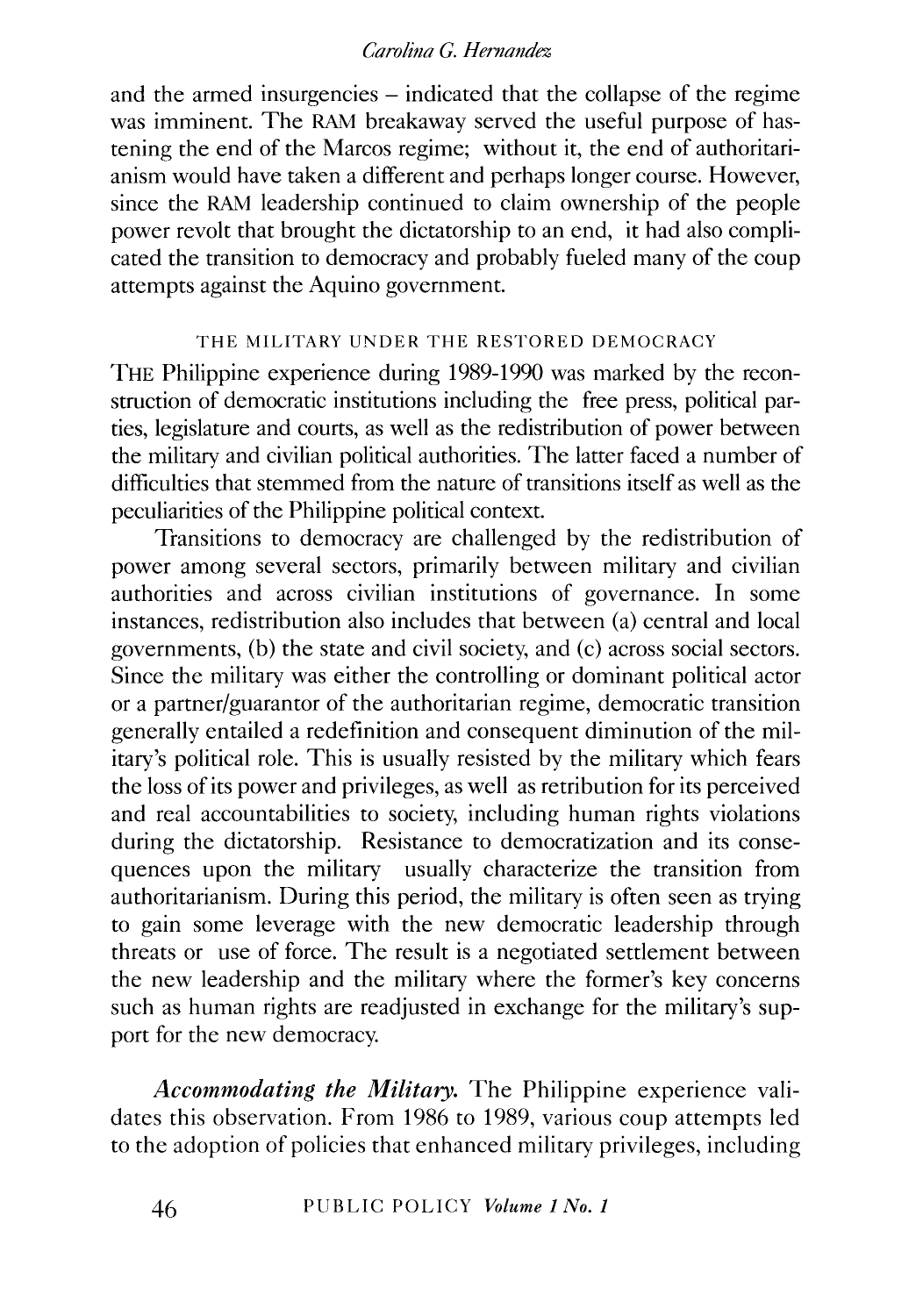and the armed insurgencies – indicated that the collapse of the regime was imminent. The RAM breakaway served the useful purpose of hastening the end of the Marcos regime; without it, the end of authoritarianism would have taken a different and perhaps longer course. However, since the RAM leadership continued to claim ownership of the people power revolt that brought the dictatorship to an end, it had also complicated the transition to democracy and probably fueled many of the coup attempts against the Aquino government.

## THE MILITARY UNDER THE RESTORED DEMOCRACY

THE Philippine experience during 1989-1990 was marked by the reconstruction of democratic institutions including the free press, political parties, legislature and courts, as well as the redistribution of power between the military and civilian political authorities. The latter faced a number of difficulties that stemmed from the nature of transitions itself as well as the peculiarities of the Philippine political context.

Transitions to democracy are challenged by the redistribution of power among several sectors, primarily between military and civilian authorities and across civilian institutions of governance. In some instances, redistribution also includes that between (a) central and local governments, (b) the state and civil society, and (c) across social sectors. Since the military was either the controlling or dominant political actor or a partner/guarantor of the authoritarian regime, democratic transition generally entailed a redefinition and consequent diminution of the military's political role. This is usually resisted by the military which fears the loss of its power and privileges, as well as retribution for its perceived and real accountabilities to society, including human rights violations during the dictatorship. Resistance to democratization and its consequences upon the military usually characterize the transition from authoritarianism. During this period, the military is often seen as trying to gain some leverage with the new democratic leadership through threats or use of force. The result is a negotiated settlement between the new leadership and the military where the former's key concerns such as human rights are readjusted in exchange for the military's support for the new democracy.

***Accommodating the Military.*** The Philippine experience validates this observation. From 1986 to 1989, various coup attempts led to the adoption of policies that enhanced military privileges, including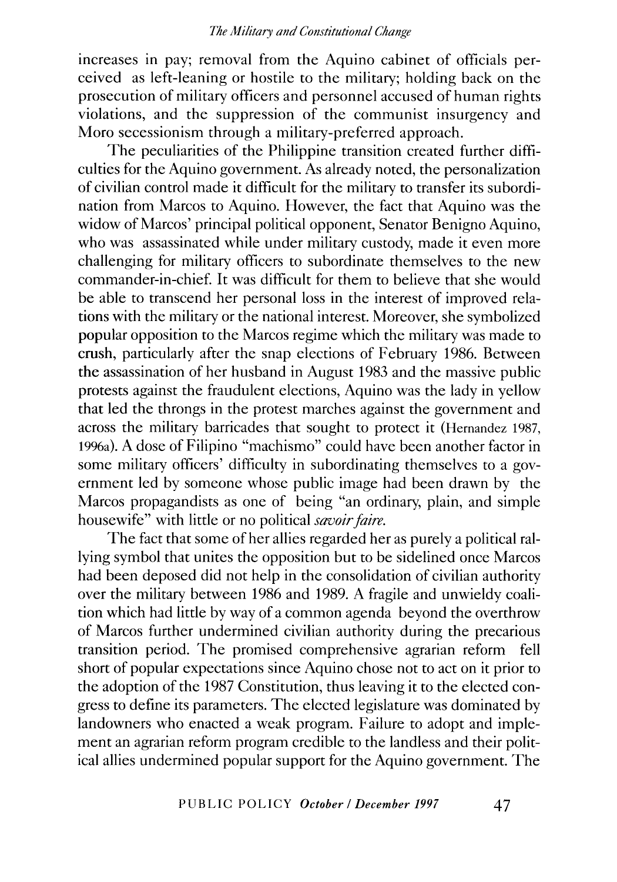increases in pay; removal from the Aquino cabinet of officials perceived as left-leaning or hostile to the military; holding back on the prosecution of military officers and personnel accused of human rights violations, and the suppression of the communist insurgency and Moro secessionism through a military-preferred approach.

The peculiarities of the Philippine transition created further difficulties for the Aquino government. As already noted, the personalization of civilian control made it difficult for the military to transfer its subordination from Marcos to Aquino. However, the fact that Aquino was the widow of Marcos' principal political opponent, Senator Benigno Aquino, who was assassinated while under military custody, made it even more challenging for military officers to subordinate themselves to the new commander-in-chief. It was difficult for them to believe that she would be able to transcend her personal loss in the interest of improved relations with the military or the national interest. Moreover, she symbolized popular opposition to the Marcos regime which the military was made to crush, particularly after the snap elections of February 1986. Between the assassination of her husband in August 1983 and the massive public protests against the fraudulent elections, Aquino was the lady in yellow that led the throngs in the protest marches against the government and across the military barricades that sought to protect it (Hernandez 1987, 1996a). A dose of Filipino "machismo" could have been another factor in some military officers' difficulty in subordinating themselves to a government led by someone whose public image had been drawn by the Marcos propagandists as one of being "an ordinary, plain, and simple housewife" with little or no political *savoir faire.*

The fact that some of her allies regarded her as purely a political rallying symbol that unites the opposition but to be sidelined once Marcos had been deposed did not help in the consolidation of civilian authority over the military between 1986 and 1989. A fragile and unwieldy coalition which had little by way of a common agenda beyond the overthrow of Marcos further undermined civilian authority during the precarious transition period. The promised comprehensive agrarian reform fell short of popular expectations since Aquino chose not to act on it prior to the adoption of the 1987 Constitution, thus leaving it to the elected congress to define its parameters. The elected legislature was dominated by landowners who enacted a weak program. Failure to adopt and implement an agrarian reform program credible to the landless and their political allies undermined popular support for the Aquino government. The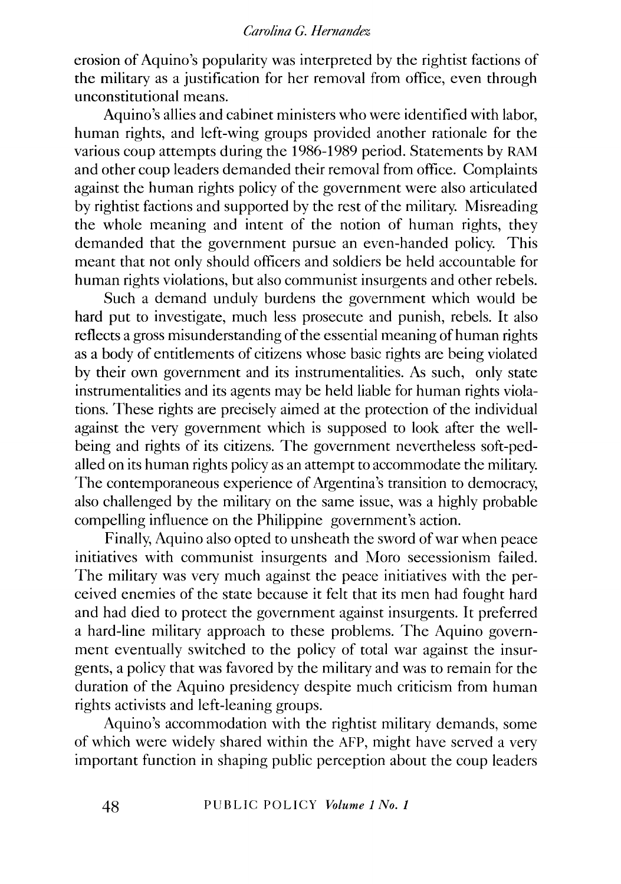erosion of Aquino's popularity was interpreted by the rightist factions of the military as a justification for her removal from office, even through unconstitutional means.

Aquino's allies and cabinet ministers who were identified with labor, human rights, and left-wing groups provided another rationale for the various coup attempts during the 1986-1989 period. Statements by RAM and other coup leaders demanded their removal from office. Complaints against the human rights policy of the government were also articulated by rightist factions and supported by the rest of the military. Misreading the whole meaning and intent of the notion of human rights, they demanded that the government pursue an even-handed policy. This meant that not only should officers and soldiers be held accountable for human rights violations, but also communist insurgents and other rebels.

Such a demand unduly burdens the government which would be hard put to investigate, much less prosecute and punish, rebels. It also reflects a gross misunderstanding of the essential meaning of human rights as a body of entitlements of citizens whose basic rights are being violated by their own government and its instrumentalities. As such, only state instrumentalities and its agents may be held liable for human rights violations. These rights are precisely aimed at the protection of the individual against the very government which is supposed to look after the well-being and rights of its citizens. The government nevertheless soft-pedalled on its human rights policy as an attempt to accommodate the military. The contemporaneous experience of Argentina's transition to democracy, also challenged by the military on the same issue, was a highly probable compelling influence on the Philippine government's action.

Finally, Aquino also opted to unsheath the sword of war when peace initiatives with communist insurgents and Moro secessionism failed. The military was very much against the peace initiatives with the perceived enemies of the state because it felt that its men had fought hard and had died to protect the government against insurgents. It preferred a hard-line military approach to these problems. The Aquino government eventually switched to the policy of total war against the insurgents, a policy that was favored by the military and was to remain for the duration of the Aquino presidency despite much criticism from human rights activists and left-leaning groups.

Aquino's accommodation with the rightist military demands, some of which were widely shared within the AFP, might have served a very important function in shaping public perception about the coup leaders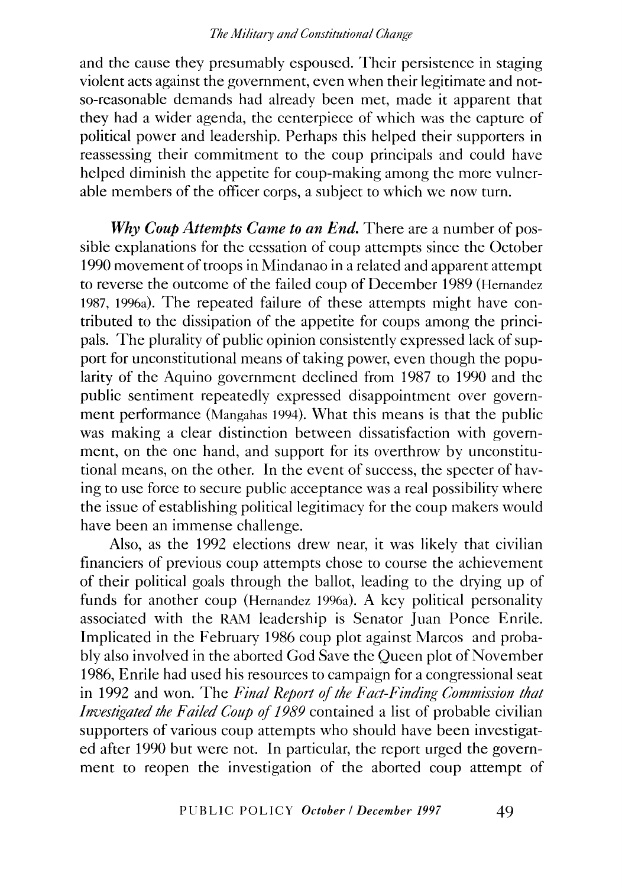and the cause they presumably espoused. Their persistence in staging violent acts against the government, even when their legitimate and not-so-reasonable demands had already been met, made it apparent that they had a wider agenda, the centerpiece of which was the capture of political power and leadership. Perhaps this helped their supporters in reassessing their commitment to the coup principals and could have helped diminish the appetite for coup-making among the more vulnerable members of the officer corps, a subject to which we now turn.

***Why Coup Attempts Came to an End.*** There are a number of possible explanations for the cessation of coup attempts since the October 1990 movement of troops in Mindanao in a related and apparent attempt to reverse the outcome of the failed coup of December 1989 (Hernandez 1987, 1996a). The repeated failure of these attempts might have contributed to the dissipation of the appetite for coups among the principals. The plurality of public opinion consistently expressed lack of support for unconstitutional means of taking power, even though the popularity of the Aquino government declined from 1987 to 1990 and the public sentiment repeatedly expressed disappointment over government performance (Mangahas 1994). What this means is that the public was making a clear distinction between dissatisfaction with government, on the one hand, and support for its overthrow by unconstitutional means, on the other. In the event of success, the specter of having to use force to secure public acceptance was a real possibility where the issue of establishing political legitimacy for the coup makers would have been an immense challenge.

Also, as the 1992 elections drew near, it was likely that civilian financiers of previous coup attempts chose to course the achievement of their political goals through the ballot, leading to the drying up of funds for another coup (Hernandez 1996a). A key political personality associated with the RAM leadership is Senator Juan Ponce Enrile. Implicated in the February 1986 coup plot against Marcos and probably also involved in the aborted God Save the Queen plot of November 1986, Enrile had used his resources to campaign for a congressional seat in 1992 and won. The *Final Report of the Fact-Finding Commission that Investigated the Failed Coup of 1989* contained a list of probable civilian supporters of various coup attempts who should have been investigated after 1990 but were not. In particular, the report urged the government to reopen the investigation of the aborted coup attempt of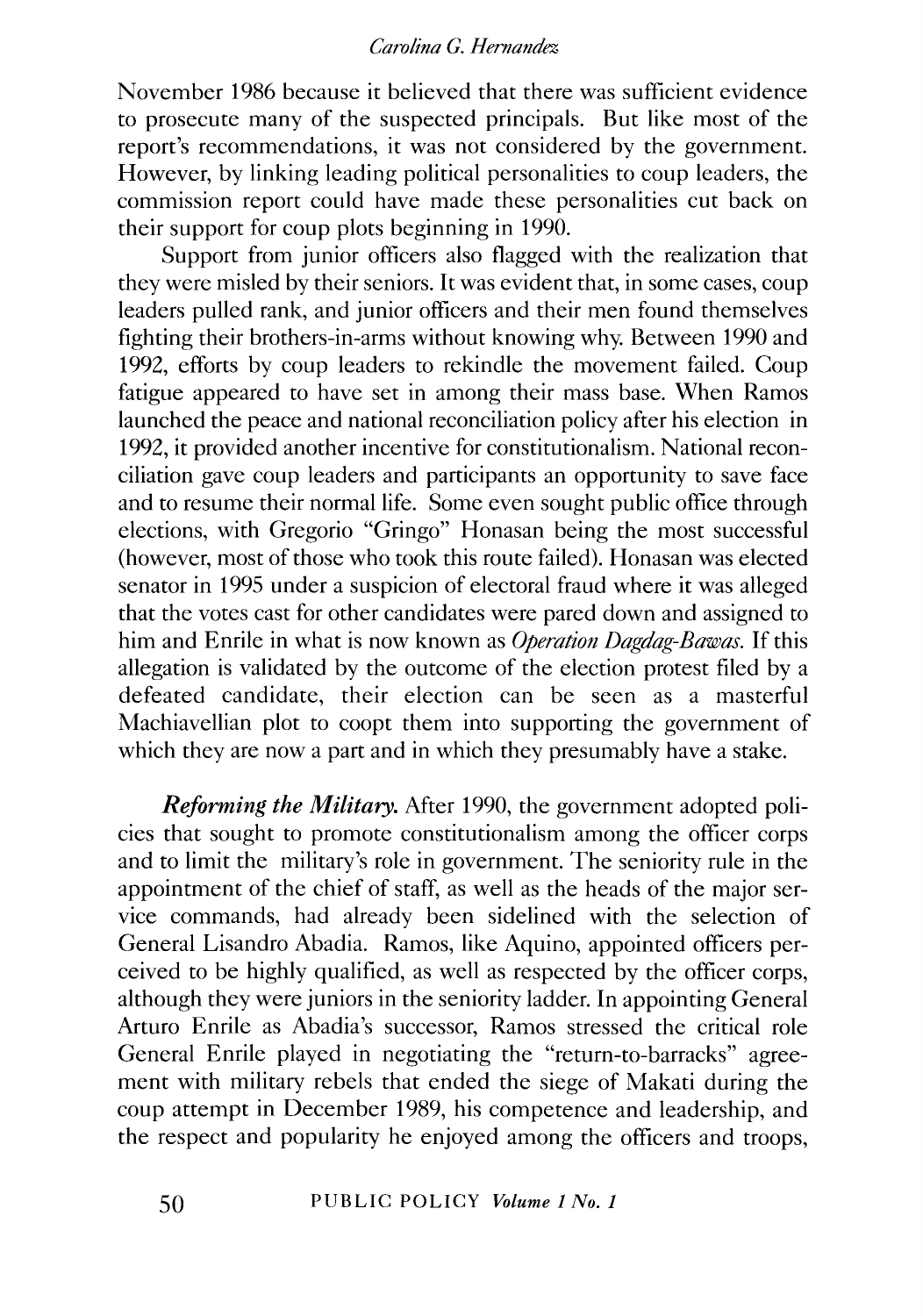November 1986 because it believed that there was sufficient evidence to prosecute many of the suspected principals. But like most of the report's recommendations, it was not considered by the government. However, by linking leading political personalities to coup leaders, the commission report could have made these personalities cut back on their support for coup plots beginning in 1990.

Support from junior officers also flagged with the realization that they were misled by their seniors. It was evident that, in some cases, coup leaders pulled rank, and junior officers and their men found themselves fighting their brothers-in-arms without knowing why. Between 1990 and 1992, efforts by coup leaders to rekindle the movement failed. Coup fatigue appeared to have set in among their mass base. When Ramos launched the peace and national reconciliation policy after his election in 1992, it provided another incentive for constitutionalism. National reconciliation gave coup leaders and participants an opportunity to save face and to resume their normal life. Some even sought public office through elections, with Gregorio "Gringo" Honasan being the most successful (however, most of those who took this route failed). Honasan was elected senator in 1995 under a suspicion of electoral fraud where it was alleged that the votes cast for other candidates were pared down and assigned to him and Enrile in what is now known as *Operation Dagdag-Bawas*. If this allegation is validated by the outcome of the election protest filed by a defeated candidate, their election can be seen as a masterful Machiavellian plot to coopt them into supporting the government of which they are now a part and in which they presumably have a stake.

***Reforming the Military.*** After 1990, the government adopted policies that sought to promote constitutionalism among the officer corps and to limit the military's role in government. The seniority rule in the appointment of the chief of staff, as well as the heads of the major service commands, had already been sidelined with the selection of General Lisandro Abadia. Ramos, like Aquino, appointed officers perceived to be highly qualified, as well as respected by the officer corps, although they were juniors in the seniority ladder. In appointing General Arturo Enrile as Abadia's successor, Ramos stressed the critical role General Enrile played in negotiating the "return-to-barracks" agreement with military rebels that ended the siege of Makati during the coup attempt in December 1989, his competence and leadership, and the respect and popularity he enjoyed among the officers and troops,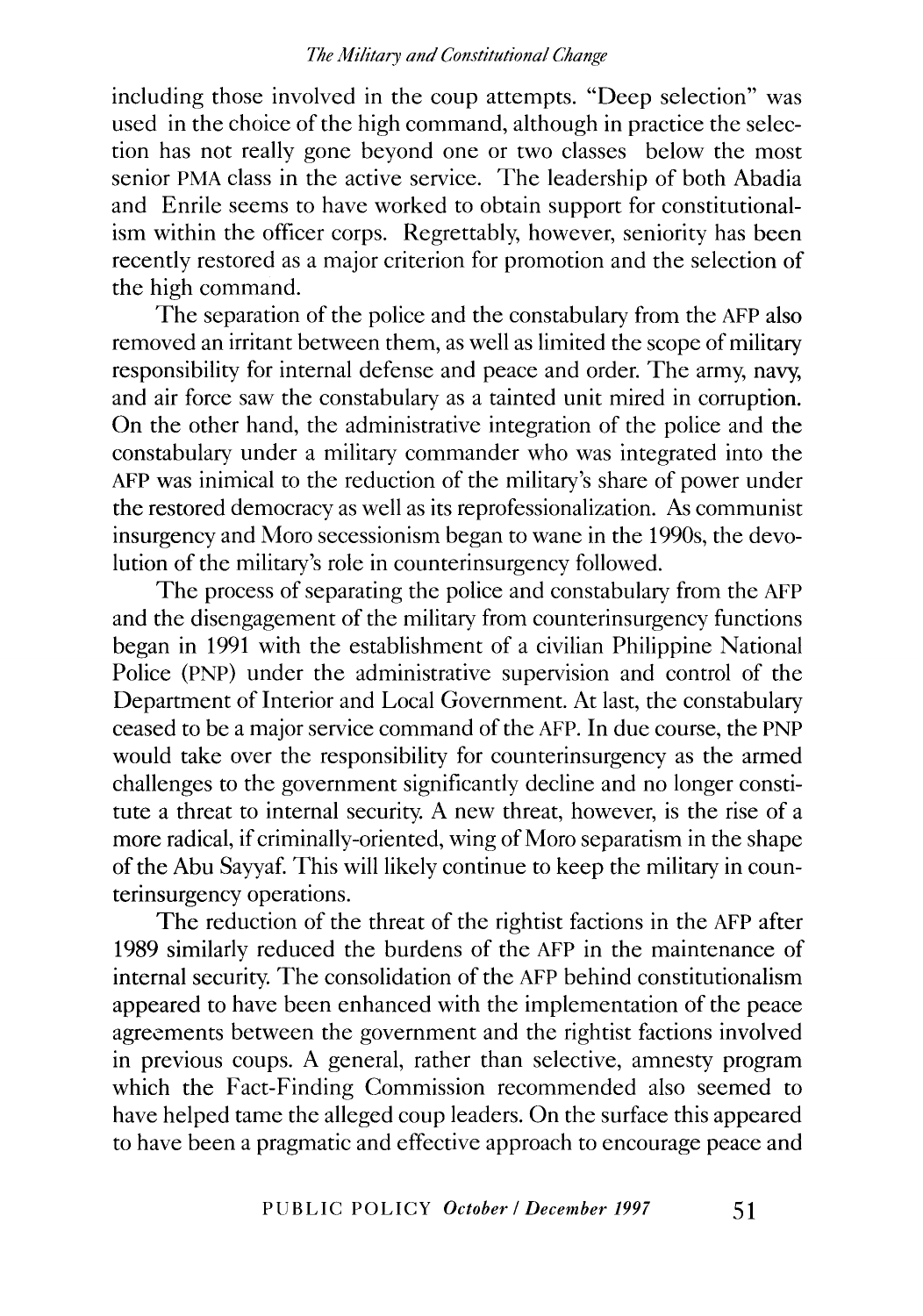including those involved in the coup attempts. "Deep selection" was used in the choice of the high command, although in practice the selection has not really gone beyond one or two classes below the most senior PMA class in the active service. The leadership of both Abadia and Enrile seems to have worked to obtain support for constitutionalism within the officer corps. Regrettably, however, seniority has been recently restored as a major criterion for promotion and the selection of the high command.

The separation of the police and the constabulary from the AFP also removed an irritant between them, as well as limited the scope of military responsibility for internal defense and peace and order. The army, navy, and air force saw the constabulary as a tainted unit mired in corruption. On the other hand, the administrative integration of the police and the constabulary under a military commander who was integrated into the AFP was inimical to the reduction of the military's share of power under the restored democracy as well as its reprofessionalization. As communist insurgency and Moro secessionism began to wane in the 1990s, the devolution of the military's role in counterinsurgency followed.

The process of separating the police and constabulary from the AFP and the disengagement of the military from counterinsurgency functions began in 1991 with the establishment of a civilian Philippine National Police (PNP) under the administrative supervision and control of the Department of Interior and Local Government. At last, the constabulary ceased to be a major service command of the AFP. In due course, the PNP would take over the responsibility for counterinsurgency as the armed challenges to the government significantly decline and no longer constitute a threat to internal security. A new threat, however, is the rise of a more radical, if criminally-oriented, wing of Moro separatism in the shape of the Abu Sayyaf. This will likely continue to keep the military in counterinsurgency operations.

The reduction of the threat of the rightist factions in the AFP after 1989 similarly reduced the burdens of the AFP in the maintenance of internal security. The consolidation of the AFP behind constitutionalism appeared to have been enhanced with the implementation of the peace agreements between the government and the rightist factions involved in previous coups. A general, rather than selective, amnesty program which the Fact-Finding Commission recommended also seemed to have helped tame the alleged coup leaders. On the surface this appeared to have been a pragmatic and effective approach to encourage peace and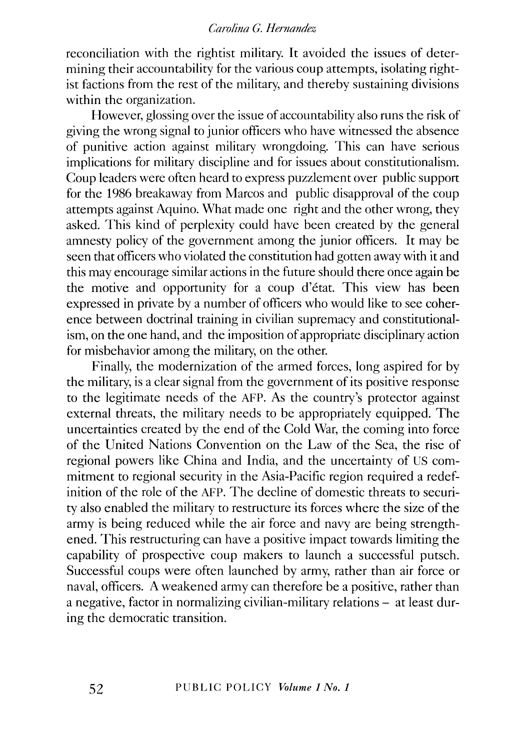reconciliation with the rightist military. It avoided the issues of determining their accountability for the various coup attempts, isolating rightist factions from the rest of the military, and thereby sustaining divisions within the organization.

However, glossing over the issue of accountability also runs the risk of giving the wrong signal to junior officers who have witnessed the absence of punitive action against military wrongdoing. This can have serious implications for military discipline and for issues about constitutionalism. Coup leaders were often heard to express puzzlement over public support for the 1986 breakaway from Marcos and public disapproval of the coup attempts against Aquino. What made one right and the other wrong, they asked. This kind of perplexity could have been created by the general amnesty policy of the government among the junior officers. It may be seen that officers who violated the constitution had gotten away with it and this may encourage similar actions in the future should there once again be the motive and opportunity for a coup d'état. This view has been expressed in private by a number of officers who would like to see coherence between doctrinal training in civilian supremacy and constitutionalism, on the one hand, and the imposition of appropriate disciplinary action for misbehavior among the military, on the other.

Finally, the modernization of the armed forces, long aspired for by the military, is a clear signal from the government of its positive response to the legitimate needs of the AFP. As the country's protector against external threats, the military needs to be appropriately equipped. The uncertainties created by the end of the Cold War, the coming into force of the United Nations Convention on the Law of the Sea, the rise of regional powers like China and India, and the uncertainty of US commitment to regional security in the Asia-Pacific region required a redefinition of the role of the AFP. The decline of domestic threats to security also enabled the military to restructure its forces where the size of the army is being reduced while the air force and navy are being strengthened. This restructuring can have a positive impact towards limiting the capability of prospective coup makers to launch a successful putsch. Successful coups were often launched by army, rather than air force or naval, officers. A weakened army can therefore be a positive, rather than a negative, factor in normalizing civilian-military relations – at least during the democratic transition.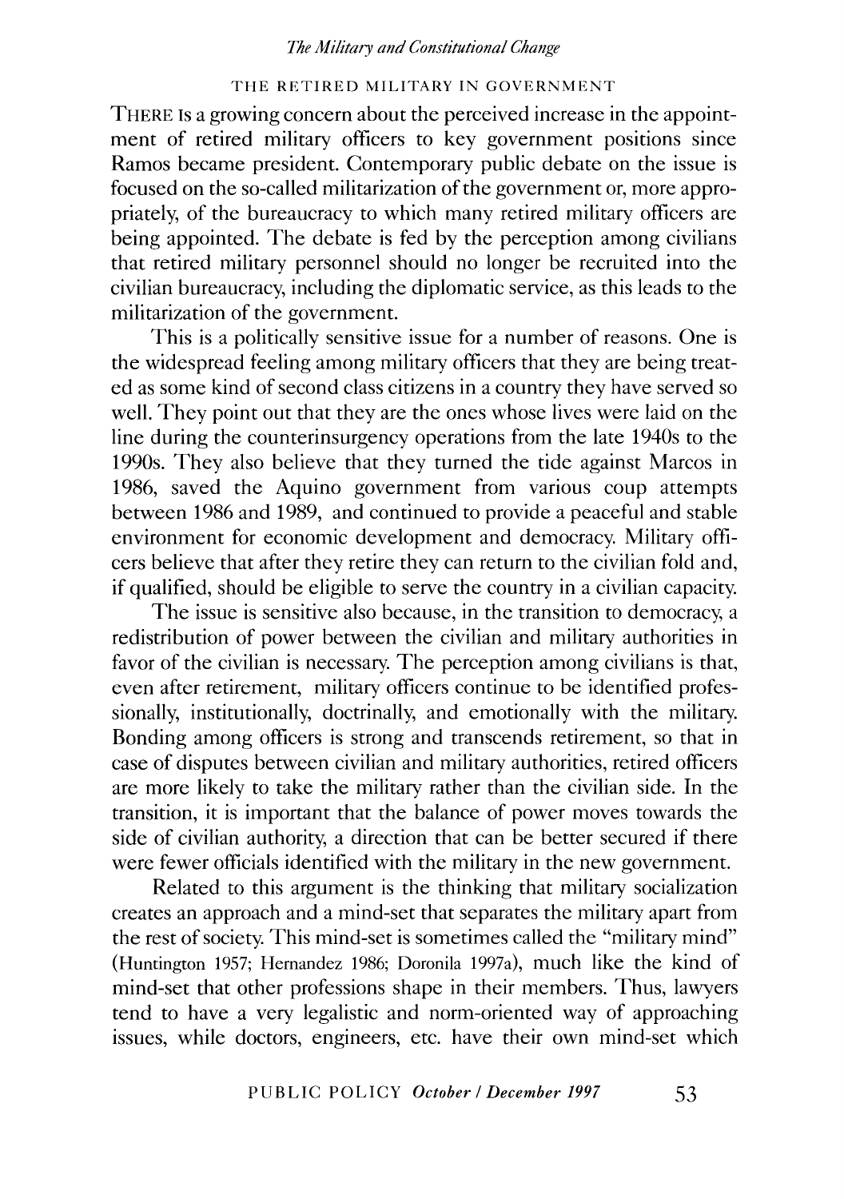## THE RETIRED MILITARY IN GOVERNMENT

THERE IS a growing concern about the perceived increase in the appointment of retired military officers to key government positions since Ramos became president. Contemporary public debate on the issue is focused on the so-called militarization of the government or, more appropriately, of the bureaucracy to which many retired military officers are being appointed. The debate is fed by the perception among civilians that retired military personnel should no longer be recruited into the civilian bureaucracy, including the diplomatic service, as this leads to the militarization of the government.

This is a politically sensitive issue for a number of reasons. One is the widespread feeling among military officers that they are being treated as some kind of second class citizens in a country they have served so well. They point out that they are the ones whose lives were laid on the line during the counterinsurgency operations from the late 1940s to the 1990s. They also believe that they turned the tide against Marcos in 1986, saved the Aquino government from various coup attempts between 1986 and 1989, and continued to provide a peaceful and stable environment for economic development and democracy. Military officers believe that after they retire they can return to the civilian fold and, if qualified, should be eligible to serve the country in a civilian capacity.

The issue is sensitive also because, in the transition to democracy, a redistribution of power between the civilian and military authorities in favor of the civilian is necessary. The perception among civilians is that, even after retirement, military officers continue to be identified professionally, institutionally, doctrinally, and emotionally with the military. Bonding among officers is strong and transcends retirement, so that in case of disputes between civilian and military authorities, retired officers are more likely to take the military rather than the civilian side. In the transition, it is important that the balance of power moves towards the side of civilian authority, a direction that can be better secured if there were fewer officials identified with the military in the new government.

Related to this argument is the thinking that military socialization creates an approach and a mind-set that separates the military apart from the rest of society. This mind-set is sometimes called the "military mind" (Huntington 1957; Hernandez 1986; Doronila 1997a), much like the kind of mind-set that other professions shape in their members. Thus, lawyers tend to have a very legalistic and norm-oriented way of approaching issues, while doctors, engineers, etc. have their own mind-set which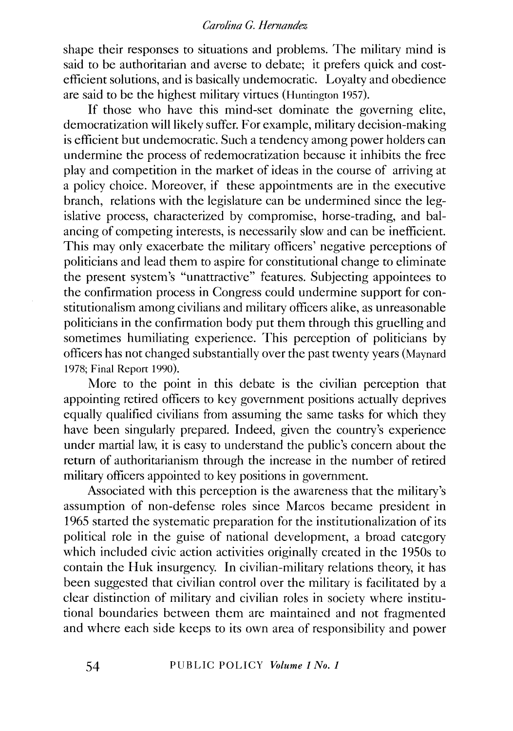shape their responses to situations and problems. The military mind is said to be authoritarian and averse to debate; it prefers quick and cost-efficient solutions, and is basically undemocratic. Loyalty and obedience are said to be the highest military virtues (Huntington 1957).

If those who have this mind-set dominate the governing elite, democratization will likely suffer. For example, military decision-making is efficient but undemocratic. Such a tendency among power holders can undermine the process of redemocratization because it inhibits the free play and competition in the market of ideas in the course of arriving at a policy choice. Moreover, if these appointments are in the executive branch, relations with the legislature can be undermined since the legislative process, characterized by compromise, horse-trading, and balancing of competing interests, is necessarily slow and can be inefficient. This may only exacerbate the military officers' negative perceptions of politicians and lead them to aspire for constitutional change to eliminate the present system's "unattractive" features. Subjecting appointees to the confirmation process in Congress could undermine support for constitutionalism among civilians and military officers alike, as unreasonable politicians in the confirmation body put them through this gruelling and sometimes humiliating experience. This perception of politicians by officers has not changed substantially over the past twenty years (Maynard 1978; Final Report 1990).

More to the point in this debate is the civilian perception that appointing retired officers to key government positions actually deprives equally qualified civilians from assuming the same tasks for which they have been singularly prepared. Indeed, given the country's experience under martial law, it is easy to understand the public's concern about the return of authoritarianism through the increase in the number of retired military officers appointed to key positions in government.

Associated with this perception is the awareness that the military's assumption of non-defense roles since Marcos became president in 1965 started the systematic preparation for the institutionalization of its political role in the guise of national development, a broad category which included civic action activities originally created in the 1950s to contain the Huk insurgency. In civilian-military relations theory, it has been suggested that civilian control over the military is facilitated by a clear distinction of military and civilian roles in society where institutional boundaries between them are maintained and not fragmented and where each side keeps to its own area of responsibility and power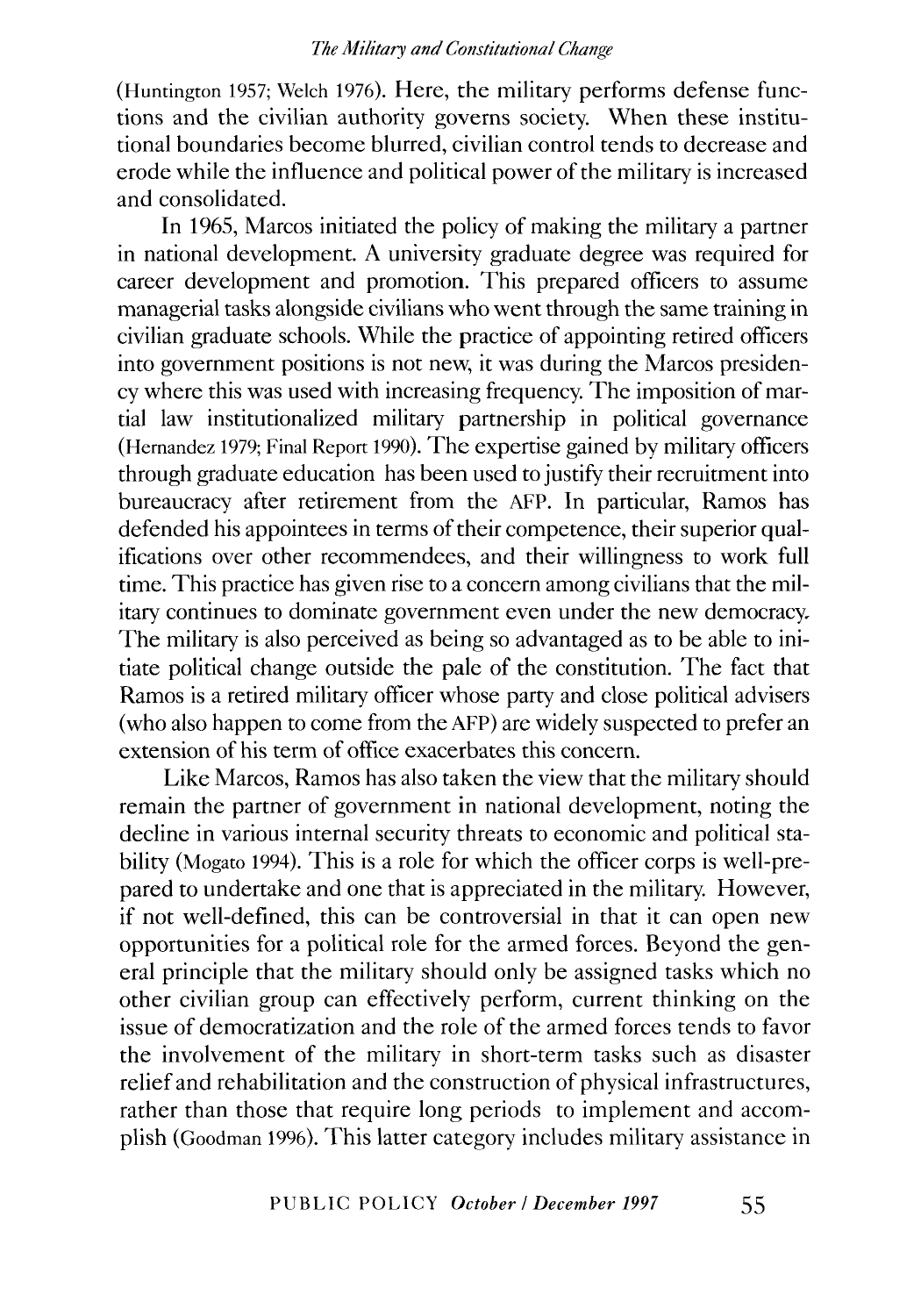(Huntington 1957; Welch 1976). Here, the military performs defense functions and the civilian authority governs society. When these institutional boundaries become blurred, civilian control tends to decrease and erode while the influence and political power of the military is increased and consolidated.

In 1965, Marcos initiated the policy of making the military a partner in national development. A university graduate degree was required for career development and promotion. This prepared officers to assume managerial tasks alongside civilians who went through the same training in civilian graduate schools. While the practice of appointing retired officers into government positions is not new, it was during the Marcos presidency where this was used with increasing frequency. The imposition of martial law institutionalized military partnership in political governance (Hernandez 1979; Final Report 1990). The expertise gained by military officers through graduate education has been used to justify their recruitment into bureaucracy after retirement from the AFP. In particular, Ramos has defended his appointees in terms of their competence, their superior qualifications over other recommendees, and their willingness to work full time. This practice has given rise to a concern among civilians that the military continues to dominate government even under the new democracy. The military is also perceived as being so advantaged as to be able to initiate political change outside the pale of the constitution. The fact that Ramos is a retired military officer whose party and close political advisers (who also happen to come from the AFP) are widely suspected to prefer an extension of his term of office exacerbates this concern.

Like Marcos, Ramos has also taken the view that the military should remain the partner of government in national development, noting the decline in various internal security threats to economic and political stability (Mogato 1994). This is a role for which the officer corps is well-prepared to undertake and one that is appreciated in the military. However, if not well-defined, this can be controversial in that it can open new opportunities for a political role for the armed forces. Beyond the general principle that the military should only be assigned tasks which no other civilian group can effectively perform, current thinking on the issue of democratization and the role of the armed forces tends to favor the involvement of the military in short-term tasks such as disaster relief and rehabilitation and the construction of physical infrastructures, rather than those that require long periods to implement and accomplish (Goodman 1996). This latter category includes military assistance in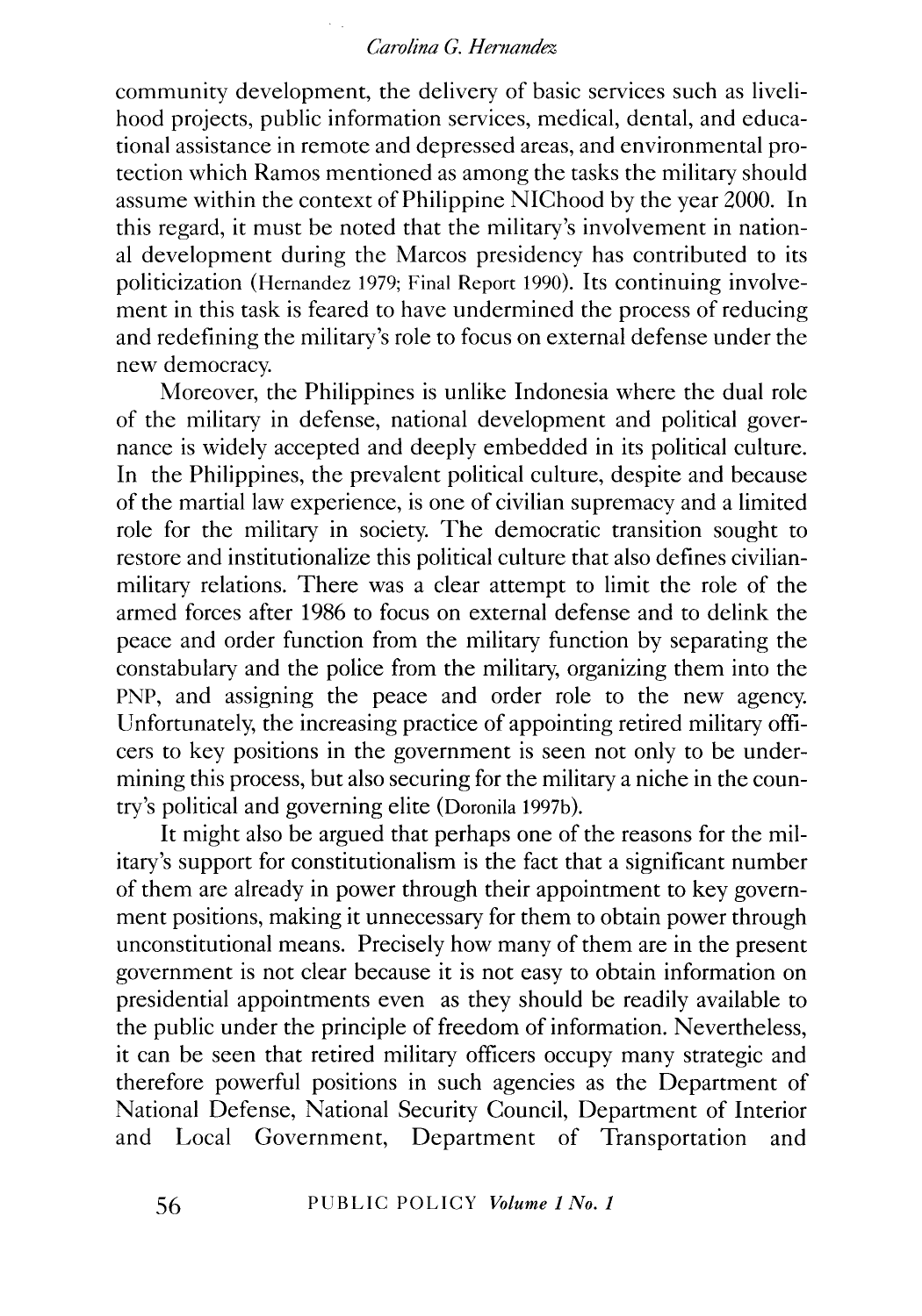community development, the delivery of basic services such as livelihood projects, public information services, medical, dental, and educational assistance in remote and depressed areas, and environmental protection which Ramos mentioned as among the tasks the military should assume within the context of Philippine NIChood by the year 2000. In this regard, it must be noted that the military's involvement in national development during the Marcos presidency has contributed to its politicization (Hernandez 1979; Final Report 1990). Its continuing involvement in this task is feared to have undermined the process of reducing and redefining the military's role to focus on external defense under the new democracy.

Moreover, the Philippines is unlike Indonesia where the dual role of the military in defense, national development and political governance is widely accepted and deeply embedded in its political culture. In the Philippines, the prevalent political culture, despite and because of the martial law experience, is one of civilian supremacy and a limited role for the military in society. The democratic transition sought to restore and institutionalize this political culture that also defines civilian-military relations. There was a clear attempt to limit the role of the armed forces after 1986 to focus on external defense and to delink the peace and order function from the military function by separating the constabulary and the police from the military, organizing them into the PNP, and assigning the peace and order role to the new agency. Unfortunately, the increasing practice of appointing retired military officers to key positions in the government is seen not only to be undermining this process, but also securing for the military a niche in the country's political and governing elite (Doronila 1997b).

It might also be argued that perhaps one of the reasons for the military's support for constitutionalism is the fact that a significant number of them are already in power through their appointment to key government positions, making it unnecessary for them to obtain power through unconstitutional means. Precisely how many of them are in the present government is not clear because it is not easy to obtain information on presidential appointments even as they should be readily available to the public under the principle of freedom of information. Nevertheless, it can be seen that retired military officers occupy many strategic and therefore powerful positions in such agencies as the Department of National Defense, National Security Council, Department of Interior and Local Government, Department of Transportation and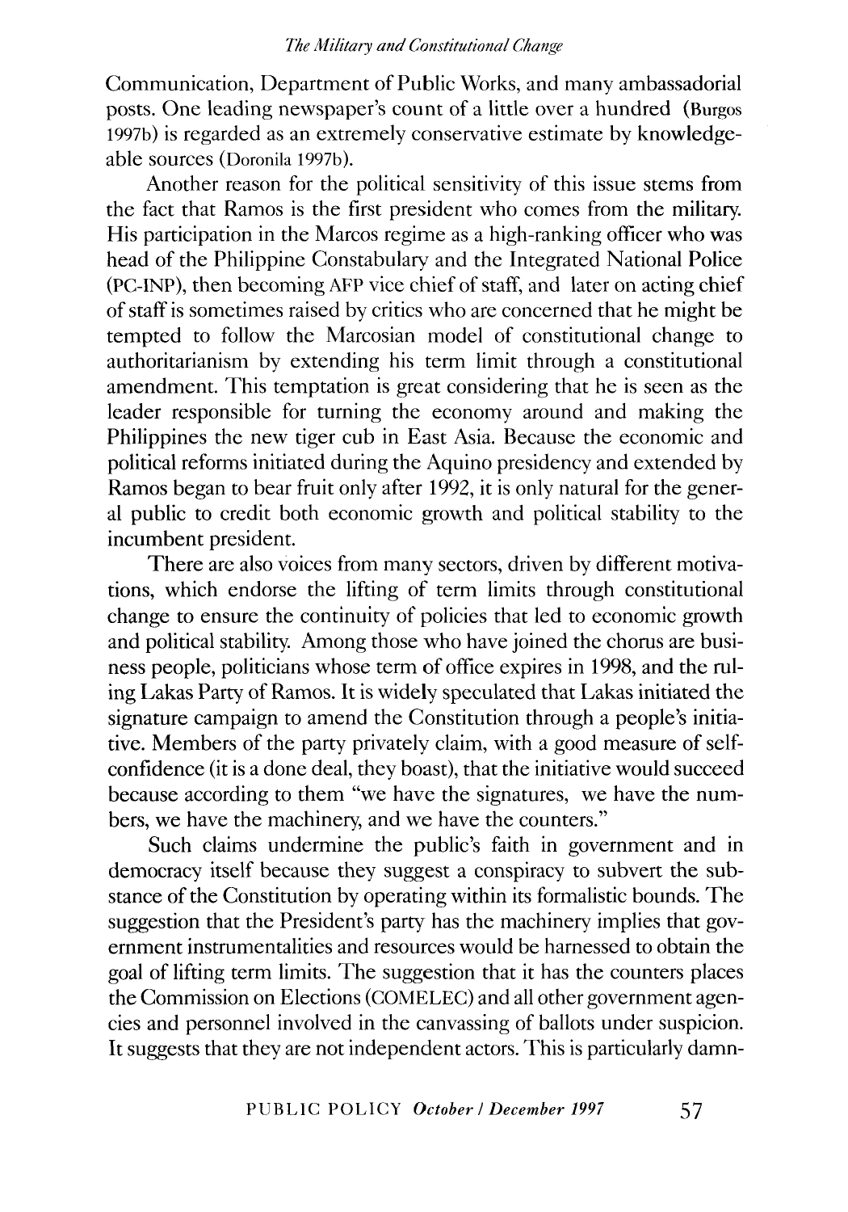Communication, Department of Public Works, and many ambassadorial posts. One leading newspaper's count of a little over a hundred (Burgos 1997b) is regarded as an extremely conservative estimate by knowledgeable sources (Doronila 1997b).

Another reason for the political sensitivity of this issue stems from the fact that Ramos is the first president who comes from the military. His participation in the Marcos regime as a high-ranking officer who was head of the Philippine Constabulary and the Integrated National Police (PC-INP), then becoming AFP vice chief of staff, and later on acting chief of staff is sometimes raised by critics who are concerned that he might be tempted to follow the Marcosian model of constitutional change to authoritarianism by extending his term limit through a constitutional amendment. This temptation is great considering that he is seen as the leader responsible for turning the economy around and making the Philippines the new tiger cub in East Asia. Because the economic and political reforms initiated during the Aquino presidency and extended by Ramos began to bear fruit only after 1992, it is only natural for the general public to credit both economic growth and political stability to the incumbent president.

There are also voices from many sectors, driven by different motivations, which endorse the lifting of term limits through constitutional change to ensure the continuity of policies that led to economic growth and political stability. Among those who have joined the chorus are business people, politicians whose term of office expires in 1998, and the ruling Lakas Party of Ramos. It is widely speculated that Lakas initiated the signature campaign to amend the Constitution through a people's initiative. Members of the party privately claim, with a good measure of self-confidence (it is a done deal, they boast), that the initiative would succeed because according to them "we have the signatures, we have the numbers, we have the machinery, and we have the counters."

Such claims undermine the public's faith in government and in democracy itself because they suggest a conspiracy to subvert the substance of the Constitution by operating within its formalistic bounds. The suggestion that the President's party has the machinery implies that government instrumentalities and resources would be harnessed to obtain the goal of lifting term limits. The suggestion that it has the counters places the Commission on Elections (COMELEC) and all other government agencies and personnel involved in the canvassing of ballots under suspicion. It suggests that they are not independent actors. This is particularly damn-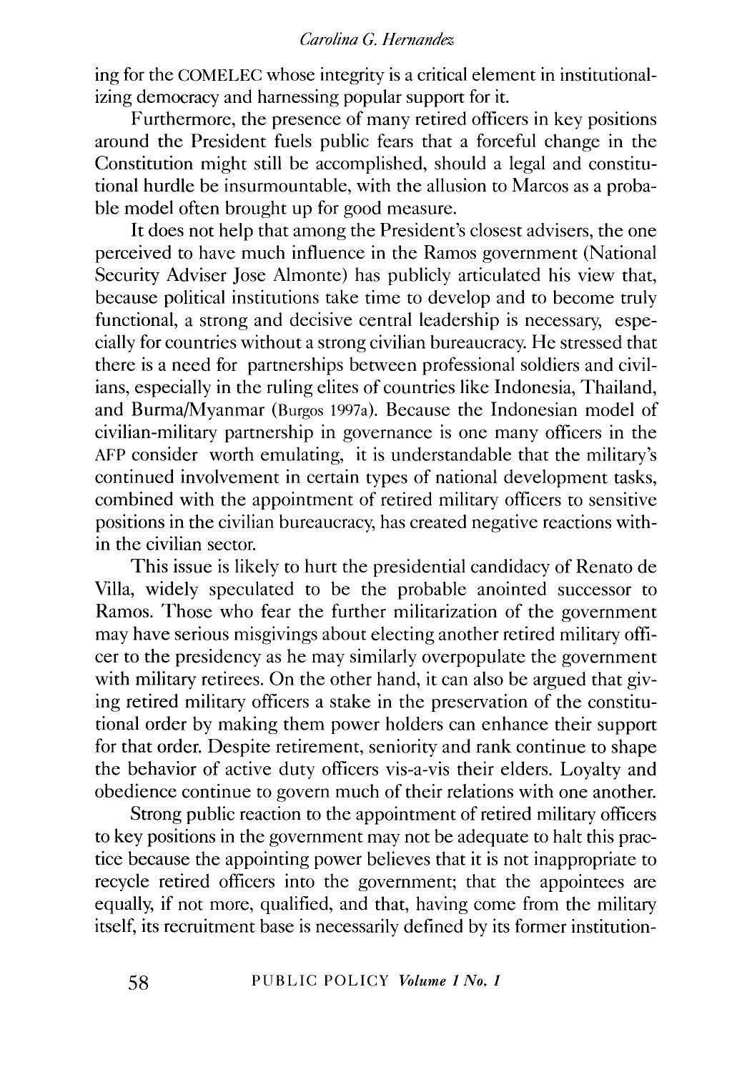ing for the COMELEC whose integrity is a critical element in institutionalizing democracy and harnessing popular support for it.

Furthermore, the presence of many retired officers in key positions around the President fuels public fears that a forceful change in the Constitution might still be accomplished, should a legal and constitutional hurdle be insurmountable, with the allusion to Marcos as a probable model often brought up for good measure.

It does not help that among the President's closest advisers, the one perceived to have much influence in the Ramos government (National Security Adviser Jose Almonte) has publicly articulated his view that, because political institutions take time to develop and to become truly functional, a strong and decisive central leadership is necessary, especially for countries without a strong civilian bureaucracy. He stressed that there is a need for partnerships between professional soldiers and civilians, especially in the ruling elites of countries like Indonesia, Thailand, and Burma/Myanmar (Burgos 1997a). Because the Indonesian model of civilian-military partnership in governance is one many officers in the AFP consider worth emulating, it is understandable that the military's continued involvement in certain types of national development tasks, combined with the appointment of retired military officers to sensitive positions in the civilian bureaucracy, has created negative reactions within the civilian sector.

This issue is likely to hurt the presidential candidacy of Renato de Villa, widely speculated to be the probable anointed successor to Ramos. Those who fear the further militarization of the government may have serious misgivings about electing another retired military officer to the presidency as he may similarly overpopulate the government with military retirees. On the other hand, it can also be argued that giving retired military officers a stake in the preservation of the constitutional order by making them power holders can enhance their support for that order. Despite retirement, seniority and rank continue to shape the behavior of active duty officers vis-a-vis their elders. Loyalty and obedience continue to govern much of their relations with one another.

Strong public reaction to the appointment of retired military officers to key positions in the government may not be adequate to halt this practice because the appointing power believes that it is not inappropriate to recycle retired officers into the government; that the appointees are equally, if not more, qualified, and that, having come from the military itself, its recruitment base is necessarily defined by its former institution-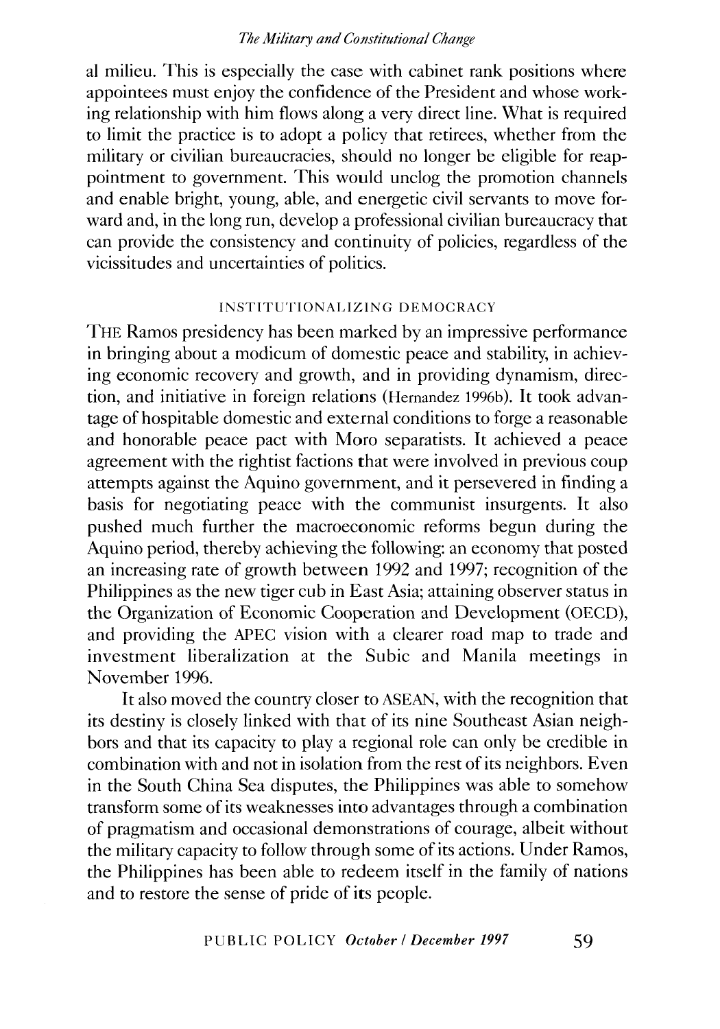al milieu. This is especially the case with cabinet rank positions where appointees must enjoy the confidence of the President and whose working relationship with him flows along a very direct line. What is required to limit the practice is to adopt a policy that retirees, whether from the military or civilian bureaucracies, should no longer be eligible for reappointment to government. This would unclog the promotion channels and enable bright, young, able, and energetic civil servants to move forward and, in the long run, develop a professional civilian bureaucracy that can provide the consistency and continuity of policies, regardless of the vicissitudes and uncertainties of politics.

## INSTITUTIONALIZING DEMOCRACY

THE Ramos presidency has been marked by an impressive performance in bringing about a modicum of domestic peace and stability, in achieving economic recovery and growth, and in providing dynamism, direction, and initiative in foreign relations (Hernandez 1996b). It took advantage of hospitable domestic and external conditions to forge a reasonable and honorable peace pact with Moro separatists. It achieved a peace agreement with the rightist factions that were involved in previous coup attempts against the Aquino government, and it persevered in finding a basis for negotiating peace with the communist insurgents. It also pushed much further the macroeconomic reforms begun during the Aquino period, thereby achieving the following: an economy that posted an increasing rate of growth between 1992 and 1997; recognition of the Philippines as the new tiger cub in East Asia; attaining observer status in the Organization of Economic Cooperation and Development (OECD), and providing the APEC vision with a clearer road map to trade and investment liberalization at the Subic and Manila meetings in November 1996.

It also moved the country closer to ASEAN, with the recognition that its destiny is closely linked with that of its nine Southeast Asian neighbors and that its capacity to play a regional role can only be credible in combination with and not in isolation from the rest of its neighbors. Even in the South China Sea disputes, the Philippines was able to somehow transform some of its weaknesses into advantages through a combination of pragmatism and occasional demonstrations of courage, albeit without the military capacity to follow through some of its actions. Under Ramos, the Philippines has been able to redeem itself in the family of nations and to restore the sense of pride of its people.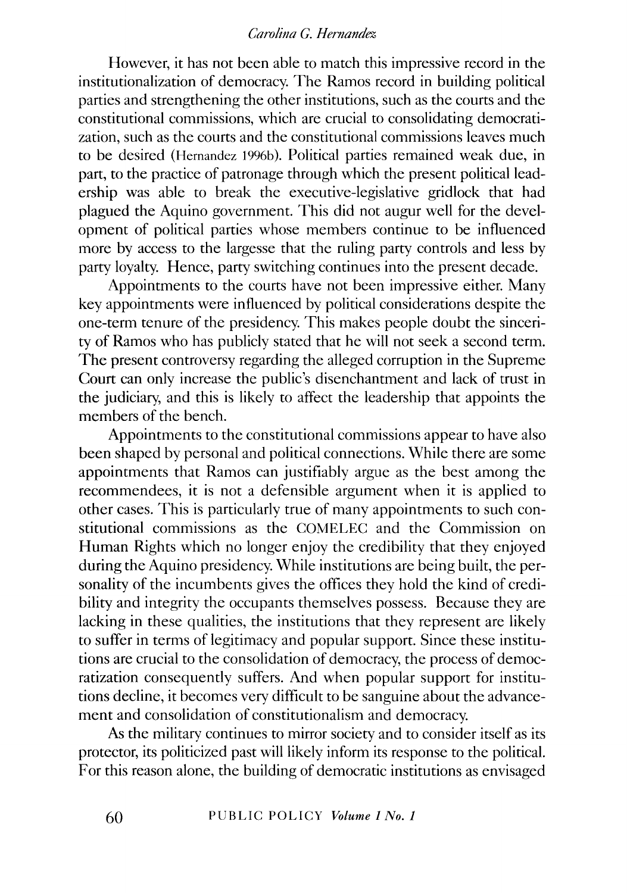However, it has not been able to match this impressive record in the institutionalization of democracy. The Ramos record in building political parties and strengthening the other institutions, such as the courts and the constitutional commissions, which are crucial to consolidating democratization, such as the courts and the constitutional commissions leaves much to be desired (Hernandez 1996b). Political parties remained weak due, in part, to the practice of patronage through which the present political leadership was able to break the executive-legislative gridlock that had plagued the Aquino government. This did not augur well for the development of political parties whose members continue to be influenced more by access to the largesse that the ruling party controls and less by party loyalty. Hence, party switching continues into the present decade.

Appointments to the courts have not been impressive either. Many key appointments were influenced by political considerations despite the one-term tenure of the presidency. This makes people doubt the sincerity of Ramos who has publicly stated that he will not seek a second term. The present controversy regarding the alleged corruption in the Supreme Court can only increase the public's disenchantment and lack of trust in the judiciary, and this is likely to affect the leadership that appoints the members of the bench.

Appointments to the constitutional commissions appear to have also been shaped by personal and political connections. While there are some appointments that Ramos can justifiably argue as the best among the recommendees, it is not a defensible argument when it is applied to other cases. This is particularly true of many appointments to such constitutional commissions as the COMELEC and the Commission on Human Rights which no longer enjoy the credibility that they enjoyed during the Aquino presidency. While institutions are being built, the personality of the incumbents gives the offices they hold the kind of credibility and integrity the occupants themselves possess. Because they are lacking in these qualities, the institutions that they represent are likely to suffer in terms of legitimacy and popular support. Since these institutions are crucial to the consolidation of democracy, the process of democratization consequently suffers. And when popular support for institutions decline, it becomes very difficult to be sanguine about the advancement and consolidation of constitutionalism and democracy.

As the military continues to mirror society and to consider itself as its protector, its politicized past will likely inform its response to the political. For this reason alone, the building of democratic institutions as envisaged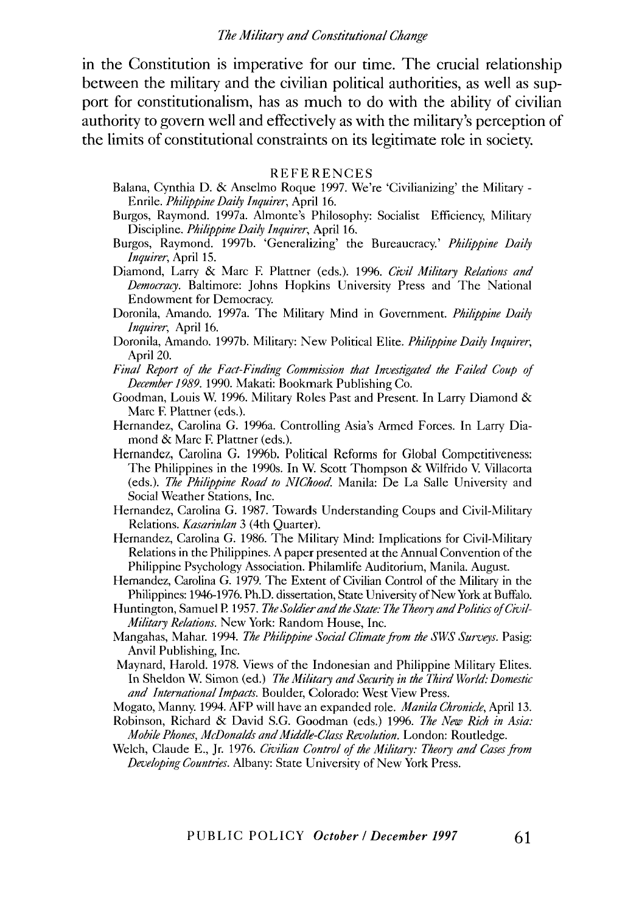in the Constitution is imperative for our time. The crucial relationship between the military and the civilian political authorities, as well as support for constitutionalism, has as much to do with the ability of civilian authority to govern well and effectively as with the military's perception of the limits of constitutional constraints on its legitimate role in society.

## REFERENCES

Balana, Cynthia D. & Anselmo Roque 1997. We're 'Civilianizing' the Military - Enrile. *Philippine Daily Inquirer*, April 16.

Burgos, Raymond. 1997a. Almonte's Philosophy: Socialist Efficiency, Military Discipline. *Philippine Daily Inquirer*, April 16.

Burgos, Raymond. 1997b. 'Generalizing' the Bureaucracy.' *Philippine Daily Inquirer*, April 15.

Diamond, Larry & Marc F. Plattner (eds.). 1996. *Civil Military Relations and Democracy*. Baltimore: Johns Hopkins University Press and The National Endowment for Democracy.

Doronila, Amando. 1997a. The Military Mind in Government. *Philippine Daily Inquirer*, April 16.

Doronila, Amando. 1997b. Military: New Political Elite. *Philippine Daily Inquirer*, April 20.

*Final Report of the Fact-Finding Commission that Investigated the Failed Coup of December 1989*. 1990. Makati: Bookmark Publishing Co.

Goodman, Louis W. 1996. Military Roles Past and Present. In Larry Diamond & Marc F. Plattner (eds.).

Hernandez, Carolina G. 1996a. Controlling Asia's Armed Forces. In Larry Diamond & Marc F. Plattner (eds.).

Hernandez, Carolina G. 1996b. Political Reforms for Global Competitiveness: The Philippines in the 1990s. In W. Scott Thompson & Wilfrido V. Villacorta (eds.). *The Philippine Road to NIChood*. Manila: De La Salle University and Social Weather Stations, Inc.

Hernandez, Carolina G. 1987. Towards Understanding Coups and Civil-Military Relations. *Kasarinlan* 3 (4th Quarter).

Hernandez, Carolina G. 1986. The Military Mind: Implications for Civil-Military Relations in the Philippines. A paper presented at the Annual Convention of the Philippine Psychology Association. Philamlife Auditorium, Manila. August.

Hernandez, Carolina G. 1979. The Extent of Civilian Control of the Military in the Philippines: 1946-1976. Ph.D. dissertation, State University of New York at Buffalo.

Huntington, Samuel P. 1957. *The Soldier and the State: The Theory and Politics of Civil-Military Relations*. New York: Random House, Inc.

Mangahas, Mahar. 1994. *The Philippine Social Climate from the SWS Surveys*. Pasig: Anvil Publishing, Inc.

Maynard, Harold. 1978. Views of the Indonesian and Philippine Military Elites. In Sheldon W. Simon (ed.) *The Military and Security in the Third World: Domestic and International Impacts*. Boulder, Colorado: West View Press.

Mogato, Manny. 1994. AFP will have an expanded role. *Manila Chronicle*, April 13.

Robinson, Richard & David S.G. Goodman (eds.) 1996. *The New Rich in Asia: Mobile Phones, McDonalds and Middle-Class Revolution*. London: Routledge.

Welch, Claude E., Jr. 1976. *Civilian Control of the Military: Theory and Cases from Developing Countries*. Albany: State University of New York Press.